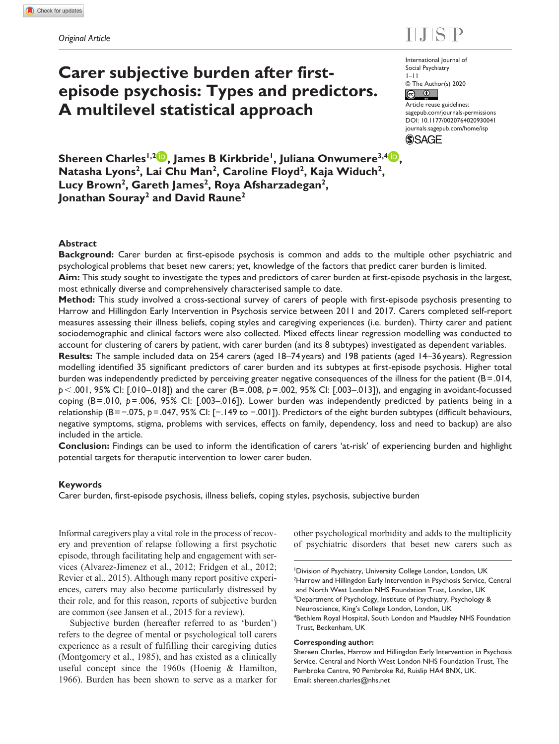*Original Article*

# Carer subjective burden after first-episode psychosis: Types and predictors. A multilevel statistical approach

International Journal of Social Psychiatry
© The Author(s) 2020
Article reuse guidelines: sagepub.com/journals-permissions
DOI: 10.1177/0020764020930041
journals.sagepub.com/home/isp

**Shereen Charles[1,2], James B Kirkbride[1], Juliana Onwumere[3,4], Natasha Lyons[2], Lai Chu Man[2], Caroline Floyd[2], Kaja Widuch[2], Lucy Brown[2], Gareth James[2], Roya Afsharzadegan[2], Jonathan Souray[2] and David Raune[2]**

## Abstract

**Background:** Carer burden at first-episode psychosis is common and adds to the multiple other psychiatric and psychological problems that beset new carers; yet, knowledge of the factors that predict carer burden is limited.

**Aim:** This study sought to investigate the types and predictors of carer burden at first-episode psychosis in the largest, most ethnically diverse and comprehensively characterised sample to date.

**Method:** This study involved a cross-sectional survey of carers of people with first-episode psychosis presenting to Harrow and Hillingdon Early Intervention in Psychosis service between 2011 and 2017. Carers completed self-report measures assessing their illness beliefs, coping styles and caregiving experiences (i.e. burden). Thirty carer and patient sociodemographic and clinical factors were also collected. Mixed effects linear regression modelling was conducted to account for clustering of carers by patient, with carer burden (and its 8 subtypes) investigated as dependent variables.

**Results:** The sample included data on 254 carers (aged 18–74 years) and 198 patients (aged 14–36 years). Regression modelling identified 35 significant predictors of carer burden and its subtypes at first-episode psychosis. Higher total burden was independently predicted by perceiving greater negative consequences of the illness for the patient (B = .014, $p < .001$, 95% CI: [.010–.018]) and the carer (B = .008, $p = .002$, 95% CI: [.003–.013]), and engaging in avoidant-focussed coping (B = .010, $p = .006$, 95% CI: [.003–.016]). Lower burden was independently predicted by patients being in a relationship (B = −.075, $p = .047$, 95% CI: [−.149 to −.001]). Predictors of the eight burden subtypes (difficult behaviours, negative symptoms, stigma, problems with services, effects on family, dependency, loss and need to backup) are also included in the article.

**Conclusion:** Findings can be used to inform the identification of carers 'at-risk' of experiencing burden and highlight potential targets for theraputic intervention to lower carer buden.

### Keywords

Carer burden, first-episode psychosis, illness beliefs, coping styles, psychosis, subjective burden

Informal caregivers play a vital role in the process of recovery and prevention of relapse following a first psychotic episode, through facilitating help and engagement with services (Alvarez-Jimenez et al., 2012; Fridgen et al., 2012; Revier et al., 2015). Although many report positive experiences, carers may also become particularly distressed by their role, and for this reason, reports of subjective burden are common (see Jansen et al., 2015 for a review).

Subjective burden (hereafter referred to as 'burden') refers to the degree of mental or psychological toll carers experience as a result of fulfilling their caregiving duties (Montgomery et al., 1985), and has existed as a clinically useful concept since the 1960s (Hoenig & Hamilton, 1966). Burden has been shown to serve as a marker for other psychological morbidity and adds to the multiplicity of psychiatric disorders that beset new carers such as

[1]Division of Psychiatry, University College London, London, UK
[2]Harrow and Hillingdon Early Intervention in Psychosis Service, Central and North West London NHS Foundation Trust, London, UK
[3]Department of Psychology, Institute of Psychiatry, Psychology & Neuroscience, King's College London, London, UK
[4]Bethlem Royal Hospital, South London and Maudsley NHS Foundation Trust, Beckenham, UK

**Corresponding author:**
Shereen Charles, Harrow and Hillingdon Early Intervention in Psychosis Service, Central and North West London NHS Foundation Trust, The Pembroke Centre, 90 Pembroke Rd, Ruislip HA4 8NX, UK.
Email: shereen.charles@nhs.net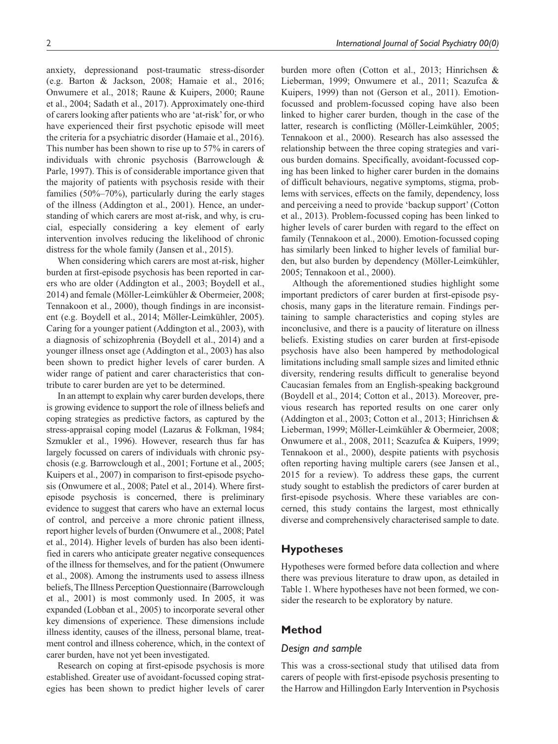anxiety, depressionand post-traumatic stress-disorder (e.g. Barton & Jackson, 2008; Hamaie et al., 2016; Onwumere et al., 2018; Raune & Kuipers, 2000; Raune et al., 2004; Sadath et al., 2017). Approximately one-third of carers looking after patients who are 'at-risk' for, or who have experienced their first psychotic episode will meet the criteria for a psychiatric disorder (Hamaie et al., 2016). This number has been shown to rise up to 57% in carers of individuals with chronic psychosis (Barrowclough & Parle, 1997). This is of considerable importance given that the majority of patients with psychosis reside with their families (50%–70%), particularly during the early stages of the illness (Addington et al., 2001). Hence, an understanding of which carers are most at-risk, and why, is crucial, especially considering a key element of early intervention involves reducing the likelihood of chronic distress for the whole family (Jansen et al., 2015).

When considering which carers are most at-risk, higher burden at first-episode psychosis has been reported in carers who are older (Addington et al., 2003; Boydell et al., 2014) and female (Möller-Leimkühler & Obermeier, 2008; Tennakoon et al., 2000), though findings in are inconsistent (e.g. Boydell et al., 2014; Möller-Leimkühler, 2005). Caring for a younger patient (Addington et al., 2003), with a diagnosis of schizophrenia (Boydell et al., 2014) and a younger illness onset age (Addington et al., 2003) has also been shown to predict higher levels of carer burden. A wider range of patient and carer characteristics that contribute to carer burden are yet to be determined.

In an attempt to explain why carer burden develops, there is growing evidence to support the role of illness beliefs and coping strategies as predictive factors, as captured by the stress-appraisal coping model (Lazarus & Folkman, 1984; Szmukler et al., 1996). However, research thus far has largely focussed on carers of individuals with chronic psychosis (e.g. Barrowclough et al., 2001; Fortune et al., 2005; Kuipers et al., 2007) in comparison to first-episode psychosis (Onwumere et al., 2008; Patel et al., 2014). Where first-episode psychosis is concerned, there is preliminary evidence to suggest that carers who have an external locus of control, and perceive a more chronic patient illness, report higher levels of burden (Onwumere et al., 2008; Patel et al., 2014). Higher levels of burden has also been identified in carers who anticipate greater negative consequences of the illness for themselves, and for the patient (Onwumere et al., 2008). Among the instruments used to assess illness beliefs, The Illness Perception Questionnaire (Barrowclough et al., 2001) is most commonly used. In 2005, it was expanded (Lobban et al., 2005) to incorporate several other key dimensions of experience. These dimensions include illness identity, causes of the illness, personal blame, treatment control and illness coherence, which, in the context of carer burden, have not yet been investigated.

Research on coping at first-episode psychosis is more established. Greater use of avoidant-focussed coping strategies has been shown to predict higher levels of carer burden more often (Cotton et al., 2013; Hinrichsen & Lieberman, 1999; Onwumere et al., 2011; Scazufca & Kuipers, 1999) than not (Gerson et al., 2011). Emotion-focussed and problem-focussed coping have also been linked to higher carer burden, though in the case of the latter, research is conflicting (Möller-Leimkühler, 2005; Tennakoon et al., 2000). Research has also assessed the relationship between the three coping strategies and various burden domains. Specifically, avoidant-focussed coping has been linked to higher carer burden in the domains of difficult behaviours, negative symptoms, stigma, problems with services, effects on the family, dependency, loss and perceiving a need to provide 'backup support' (Cotton et al., 2013). Problem-focussed coping has been linked to higher levels of carer burden with regard to the effect on family (Tennakoon et al., 2000). Emotion-focussed coping has similarly been linked to higher levels of familial burden, but also burden by dependency (Möller-Leimkühler, 2005; Tennakoon et al., 2000).

Although the aforementioned studies highlight some important predictors of carer burden at first-episode psychosis, many gaps in the literature remain. Findings pertaining to sample characteristics and coping styles are inconclusive, and there is a paucity of literature on illness beliefs. Existing studies on carer burden at first-episode psychosis have also been hampered by methodological limitations including small sample sizes and limited ethnic diversity, rendering results difficult to generalise beyond Caucasian females from an English-speaking background (Boydell et al., 2014; Cotton et al., 2013). Moreover, previous research has reported results on one carer only (Addington et al., 2003; Cotton et al., 2013; Hinrichsen & Lieberman, 1999; Möller-Leimkühler & Obermeier, 2008; Onwumere et al., 2008, 2011; Scazufca & Kuipers, 1999; Tennakoon et al., 2000), despite patients with psychosis often reporting having multiple carers (see Jansen et al., 2015 for a review). To address these gaps, the current study sought to establish the predictors of carer burden at first-episode psychosis. Where these variables are concerned, this study contains the largest, most ethnically diverse and comprehensively characterised sample to date.

## Hypotheses

Hypotheses were formed before data collection and where there was previous literature to draw upon, as detailed in Table 1. Where hypotheses have not been formed, we consider the research to be exploratory by nature.

## Method

### *Design and sample*

This was a cross-sectional study that utilised data from carers of people with first-episode psychosis presenting to the Harrow and Hillingdon Early Intervention in Psychosis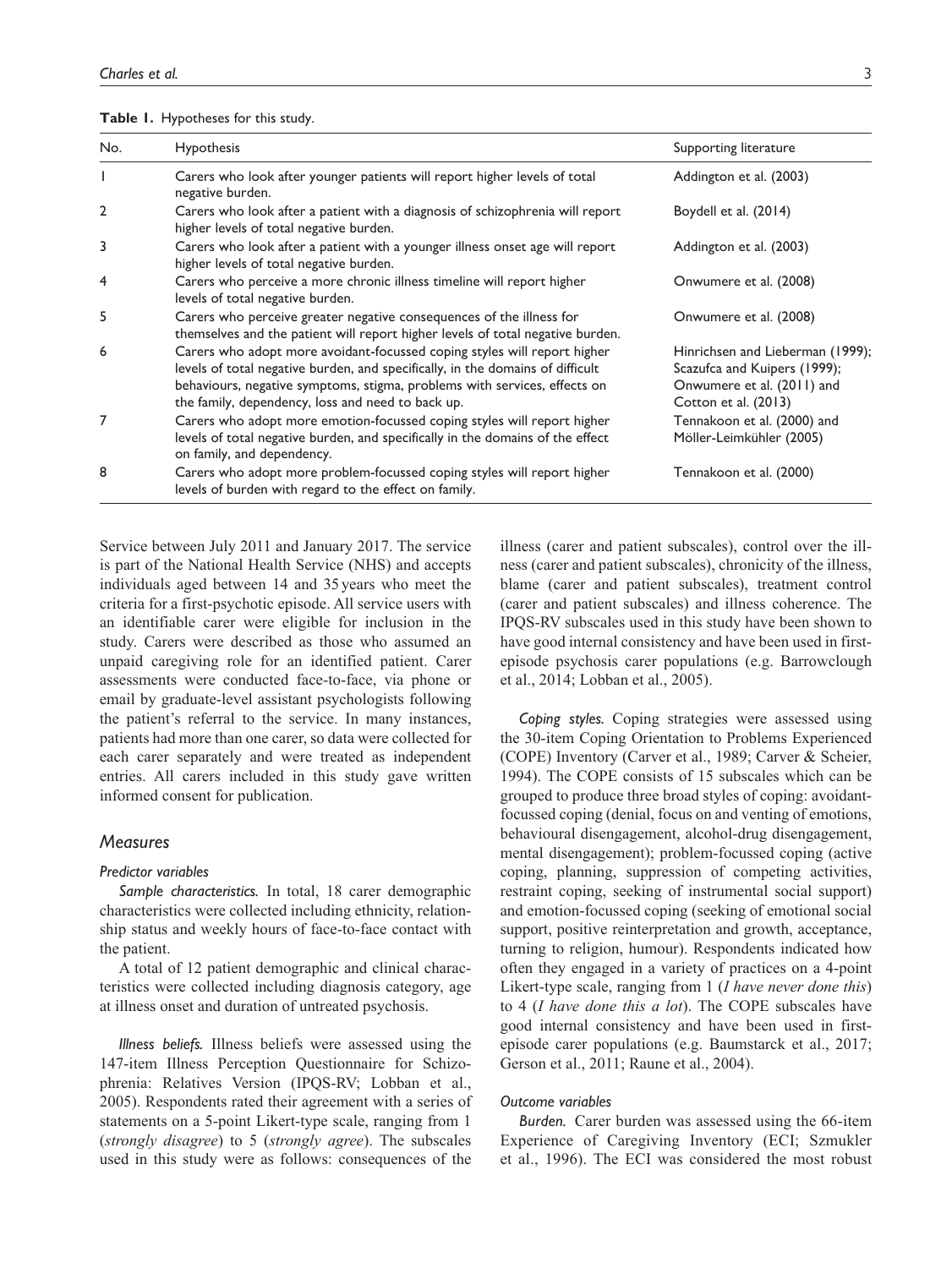**Table 1.** Hypotheses for this study.

| No. | Hypothesis | Supporting literature |
|---|---|---|
| 1 | Carers who look after younger patients will report higher levels of total negative burden. | Addington et al. (2003) |
| 2 | Carers who look after a patient with a diagnosis of schizophrenia will report higher levels of total negative burden. | Boydell et al. (2014) |
| 3 | Carers who look after a patient with a younger illness onset age will report higher levels of total negative burden. | Addington et al. (2003) |
| 4 | Carers who perceive a more chronic illness timeline will report higher levels of total negative burden. | Onwumere et al. (2008) |
| 5 | Carers who perceive greater negative consequences of the illness for themselves and the patient will report higher levels of total negative burden. | Onwumere et al. (2008) |
| 6 | Carers who adopt more avoidant-focussed coping styles will report higher levels of total negative burden, and specifically, in the domains of difficult behaviours, negative symptoms, stigma, problems with services, effects on the family, dependency, loss and need to back up. | Hinrichsen and Lieberman (1999); Scazufca and Kuipers (1999); Onwumere et al. (2011) and Cotton et al. (2013) |
| 7 | Carers who adopt more emotion-focussed coping styles will report higher levels of total negative burden, and specifically in the domains of the effect on family, and dependency. | Tennakoon et al. (2000) and Möller-Leimkühler (2005) |
| 8 | Carers who adopt more problem-focussed coping styles will report higher levels of burden with regard to the effect on family. | Tennakoon et al. (2000) |

Service between July 2011 and January 2017. The service is part of the National Health Service (NHS) and accepts individuals aged between 14 and 35 years who meet the criteria for a first-psychotic episode. All service users with an identifiable carer were eligible for inclusion in the study. Carers were described as those who assumed an unpaid caregiving role for an identified patient. Carer assessments were conducted face-to-face, via phone or email by graduate-level assistant psychologists following the patient's referral to the service. In many instances, patients had more than one carer, so data were collected for each carer separately and were treated as independent entries. All carers included in this study gave written informed consent for publication.

## Measures

### Predictor variables

*Sample characteristics.* In total, 18 carer demographic characteristics were collected including ethnicity, relationship status and weekly hours of face-to-face contact with the patient.

A total of 12 patient demographic and clinical characteristics were collected including diagnosis category, age at illness onset and duration of untreated psychosis.

*Illness beliefs.* Illness beliefs were assessed using the 147-item Illness Perception Questionnaire for Schizophrenia: Relatives Version (IPQS-RV; Lobban et al., 2005). Respondents rated their agreement with a series of statements on a 5-point Likert-type scale, ranging from 1 (*strongly disagree*) to 5 (*strongly agree*). The subscales used in this study were as follows: consequences of the illness (carer and patient subscales), control over the illness (carer and patient subscales), chronicity of the illness, blame (carer and patient subscales), treatment control (carer and patient subscales) and illness coherence. The IPQS-RV subscales used in this study have been shown to have good internal consistency and have been used in first-episode psychosis carer populations (e.g. Barrowclough et al., 2014; Lobban et al., 2005).

*Coping styles.* Coping strategies were assessed using the 30-item Coping Orientation to Problems Experienced (COPE) Inventory (Carver et al., 1989; Carver & Scheier, 1994). The COPE consists of 15 subscales which can be grouped to produce three broad styles of coping: avoidant-focussed coping (denial, focus on and venting of emotions, behavioural disengagement, alcohol-drug disengagement, mental disengagement); problem-focussed coping (active coping, planning, suppression of competing activities, restraint coping, seeking of instrumental social support) and emotion-focussed coping (seeking of emotional social support, positive reinterpretation and growth, acceptance, turning to religion, humour). Respondents indicated how often they engaged in a variety of practices on a 4-point Likert-type scale, ranging from 1 (*I have never done this*) to 4 (*I have done this a lot*). The COPE subscales have good internal consistency and have been used in first-episode carer populations (e.g. Baumstarck et al., 2017; Gerson et al., 2011; Raune et al., 2004).

### Outcome variables

*Burden.* Carer burden was assessed using the 66-item Experience of Caregiving Inventory (ECI; Szmukler et al., 1996). The ECI was considered the most robust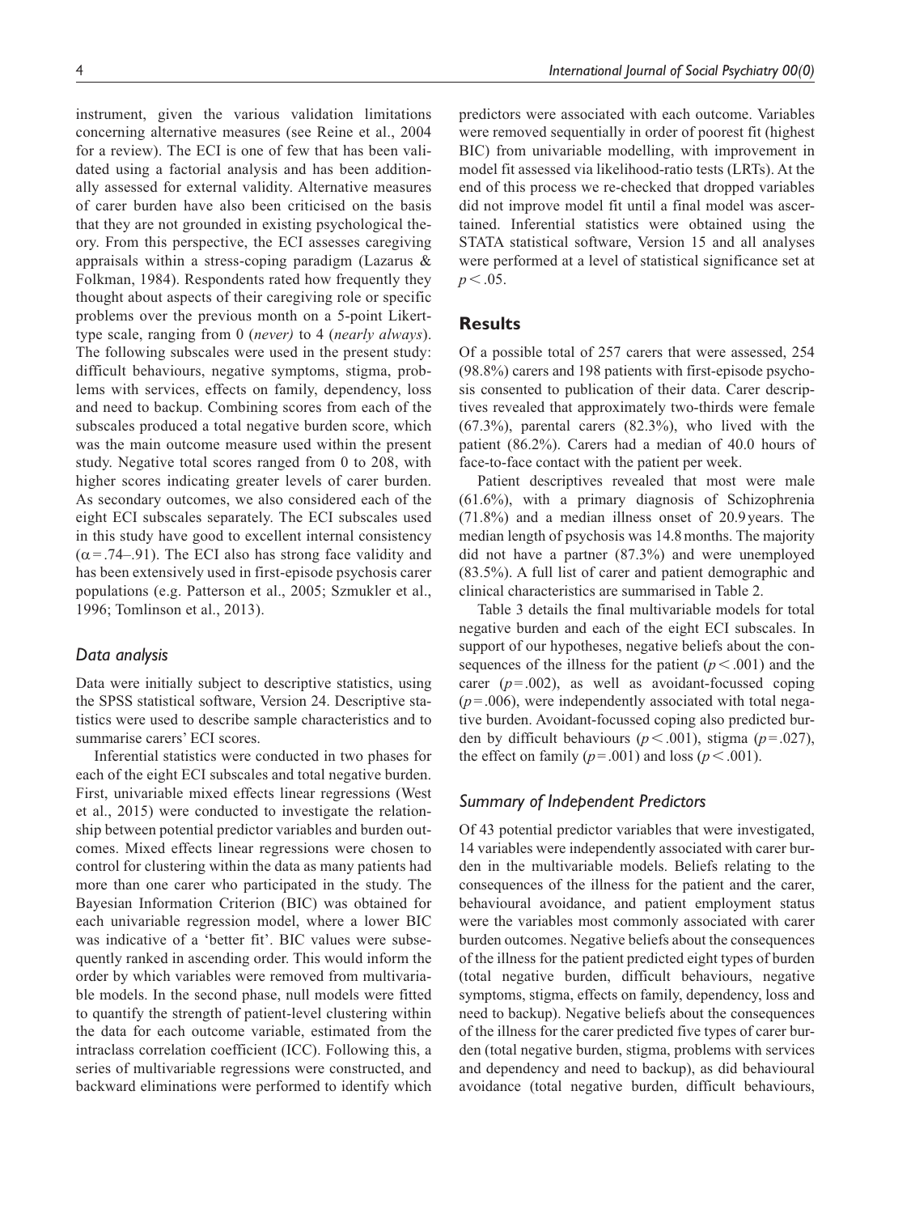instrument, given the various validation limitations concerning alternative measures (see Reine et al., 2004 for a review). The ECI is one of few that has been validated using a factorial analysis and has been additionally assessed for external validity. Alternative measures of carer burden have also been criticised on the basis that they are not grounded in existing psychological theory. From this perspective, the ECI assesses caregiving appraisals within a stress-coping paradigm (Lazarus & Folkman, 1984). Respondents rated how frequently they thought about aspects of their caregiving role or specific problems over the previous month on a 5-point Likert-type scale, ranging from 0 (*never)* to 4 (*nearly always*). The following subscales were used in the present study: difficult behaviours, negative symptoms, stigma, problems with services, effects on family, dependency, loss and need to backup. Combining scores from each of the subscales produced a total negative burden score, which was the main outcome measure used within the present study. Negative total scores ranged from 0 to 208, with higher scores indicating greater levels of carer burden. As secondary outcomes, we also considered each of the eight ECI subscales separately. The ECI subscales used in this study have good to excellent internal consistency ($\alpha = .74–.91$). The ECI also has strong face validity and has been extensively used in first-episode psychosis carer populations (e.g. Patterson et al., 2005; Szmukler et al., 1996; Tomlinson et al., 2013).

### *Data analysis*

Data were initially subject to descriptive statistics, using the SPSS statistical software, Version 24. Descriptive statistics were used to describe sample characteristics and to summarise carers' ECI scores.

Inferential statistics were conducted in two phases for each of the eight ECI subscales and total negative burden. First, univariable mixed effects linear regressions (West et al., 2015) were conducted to investigate the relationship between potential predictor variables and burden outcomes. Mixed effects linear regressions were chosen to control for clustering within the data as many patients had more than one carer who participated in the study. The Bayesian Information Criterion (BIC) was obtained for each univariable regression model, where a lower BIC was indicative of a 'better fit'. BIC values were subsequently ranked in ascending order. This would inform the order by which variables were removed from multivariable models. In the second phase, null models were fitted to quantify the strength of patient-level clustering within the data for each outcome variable, estimated from the intraclass correlation coefficient (ICC). Following this, a series of multivariable regressions were constructed, and backward eliminations were performed to identify which predictors were associated with each outcome. Variables were removed sequentially in order of poorest fit (highest BIC) from univariable modelling, with improvement in model fit assessed via likelihood-ratio tests (LRTs). At the end of this process we re-checked that dropped variables did not improve model fit until a final model was ascertained. Inferential statistics were obtained using the STATA statistical software, Version 15 and all analyses were performed at a level of statistical significance set at $p < .05$.

## Results

Of a possible total of 257 carers that were assessed, 254 (98.8%) carers and 198 patients with first-episode psychosis consented to publication of their data. Carer descriptives revealed that approximately two-thirds were female (67.3%), parental carers (82.3%), who lived with the patient (86.2%). Carers had a median of 40.0 hours of face-to-face contact with the patient per week.

Patient descriptives revealed that most were male (61.6%), with a primary diagnosis of Schizophrenia (71.8%) and a median illness onset of 20.9 years. The median length of psychosis was 14.8 months. The majority did not have a partner (87.3%) and were unemployed (83.5%). A full list of carer and patient demographic and clinical characteristics are summarised in Table 2.

Table 3 details the final multivariable models for total negative burden and each of the eight ECI subscales. In support of our hypotheses, negative beliefs about the consequences of the illness for the patient ($p < .001$) and the carer ($p = .002$), as well as avoidant-focussed coping ($p = .006$), were independently associated with total negative burden. Avoidant-focussed coping also predicted burden by difficult behaviours ($p < .001$), stigma ($p = .027$), the effect on family ($p = .001$) and loss ($p < .001$).

### *Summary of Independent Predictors*

Of 43 potential predictor variables that were investigated, 14 variables were independently associated with carer burden in the multivariable models. Beliefs relating to the consequences of the illness for the patient and the carer, behavioural avoidance, and patient employment status were the variables most commonly associated with carer burden outcomes. Negative beliefs about the consequences of the illness for the patient predicted eight types of burden (total negative burden, difficult behaviours, negative symptoms, stigma, effects on family, dependency, loss and need to backup). Negative beliefs about the consequences of the illness for the carer predicted five types of carer burden (total negative burden, stigma, problems with services and dependency and need to backup), as did behavioural avoidance (total negative burden, difficult behaviours,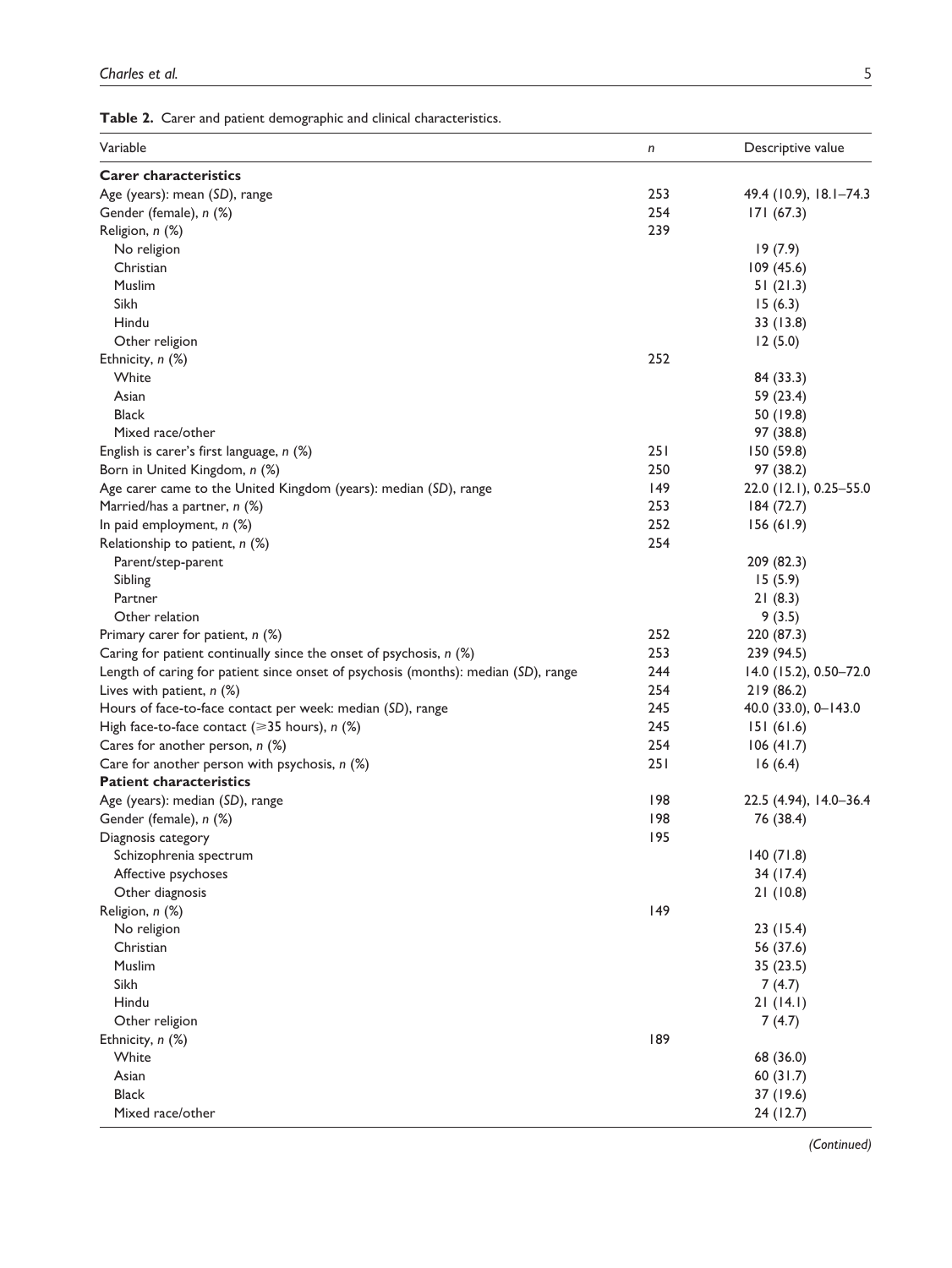**Table 2.** Carer and patient demographic and clinical characteristics.

| Variable | *n* | Descriptive value |
|---|---|---|
| **Carer characteristics** | | |
| Age (years): mean (*SD*), range | 253 | 49.4 (10.9), 18.1–74.3 |
| Gender (female), *n* (%) | 254 | 171 (67.3) |
| Religion, *n* (%) | 239 | |
| No religion | | 19 (7.9) |
| Christian | | 109 (45.6) |
| Muslim | | 51 (21.3) |
| Sikh | | 15 (6.3) |
| Hindu | | 33 (13.8) |
| Other religion | | 12 (5.0) |
| Ethnicity, *n* (%) | 252 | |
| White | | 84 (33.3) |
| Asian | | 59 (23.4) |
| Black | | 50 (19.8) |
| Mixed race/other | | 97 (38.8) |
| English is carer's first language, *n* (%) | 251 | 150 (59.8) |
| Born in United Kingdom, *n* (%) | 250 | 97 (38.2) |
| Age carer came to the United Kingdom (years): median (*SD*), range | 149 | 22.0 (12.1), 0.25–55.0 |
| Married/has a partner, *n* (%) | 253 | 184 (72.7) |
| In paid employment, *n* (%) | 252 | 156 (61.9) |
| Relationship to patient, *n* (%) | 254 | |
| Parent/step-parent | | 209 (82.3) |
| Sibling | | 15 (5.9) |
| Partner | | 21 (8.3) |
| Other relation | | 9 (3.5) |
| Primary carer for patient, *n* (%) | 252 | 220 (87.3) |
| Caring for patient continually since the onset of psychosis, *n* (%) | 253 | 239 (94.5) |
| Length of caring for patient since onset of psychosis (months): median (*SD*), range | 244 | 14.0 (15.2), 0.50–72.0 |
| Lives with patient, *n* (%) | 254 | 219 (86.2) |
| Hours of face-to-face contact per week: median (*SD*), range | 245 | 40.0 (33.0), 0–143.0 |
| High face-to-face contact (⩾35 hours), *n* (%) | 245 | 151 (61.6) |
| Cares for another person, *n* (%) | 254 | 106 (41.7) |
| Care for another person with psychosis, *n* (%) | 251 | 16 (6.4) |
| **Patient characteristics** | | |
| Age (years): median (*SD*), range | 198 | 22.5 (4.94), 14.0–36.4 |
| Gender (female), *n* (%) | 198 | 76 (38.4) |
| Diagnosis category | 195 | |
| Schizophrenia spectrum | | 140 (71.8) |
| Affective psychoses | | 34 (17.4) |
| Other diagnosis | | 21 (10.8) |
| Religion, *n* (%) | 149 | |
| No religion | | 23 (15.4) |
| Christian | | 56 (37.6) |
| Muslim | | 35 (23.5) |
| Sikh | | 7 (4.7) |
| Hindu | | 21 (14.1) |
| Other religion | | 7 (4.7) |
| Ethnicity, *n* (%) | 189 | |
| White | | 68 (36.0) |
| Asian | | 60 (31.7) |
| Black | | 37 (19.6) |
| Mixed race/other | | 24 (12.7) |

*(Continued)*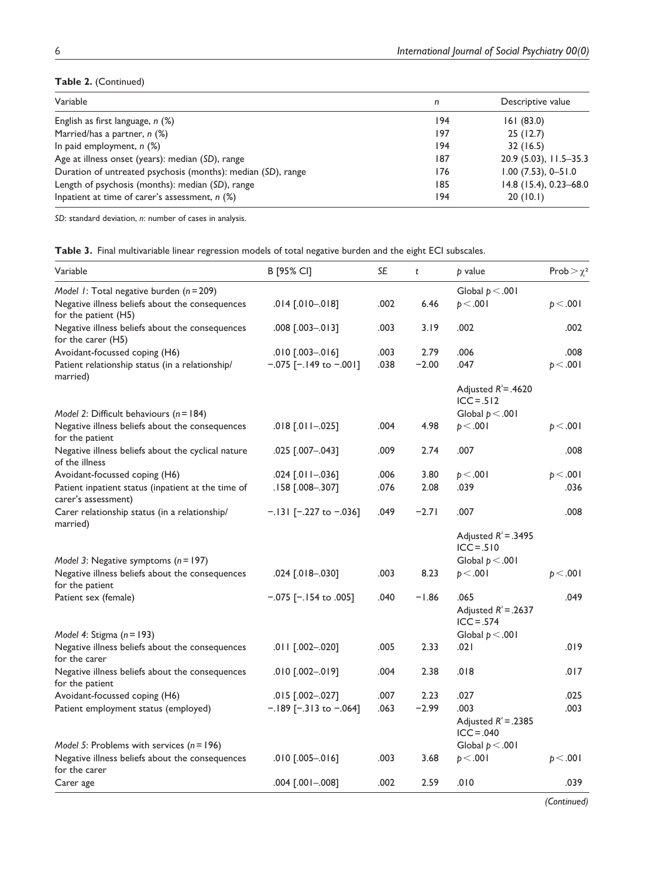**Table 2.** (Continued)

| Variable | *n* | Descriptive value |
|---|---|---|
| English as first language, *n* (%) | 194 | 161 (83.0) |
| Married/has a partner, *n* (%) | 197 | 25 (12.7) |
| In paid employment, *n* (%) | 194 | 32 (16.5) |
| Age at illness onset (years): median (*SD*), range | 187 | 20.9 (5.03), 11.5–35.3 |
| Duration of untreated psychosis (months): median (*SD*), range | 176 | 1.00 (7.53), 0–51.0 |
| Length of psychosis (months): median (*SD*), range | 185 | 14.8 (15.4), 0.23–68.0 |
| Inpatient at time of carer's assessment, *n* (%) | 194 | 20 (10.1) |

*SD*: standard deviation, *n*: number of cases in analysis.

**Table 3.** Final multivariable linear regression models of total negative burden and the eight ECI subscales.

| Variable | B [95% CI] | *SE* | *t* | *p* value | Prob > $\chi^2$ |
|---|---|---|---|---|---|
| *Model 1*: Total negative burden ($n = 209$) | | | | Global $p < .001$ | |
| Negative illness beliefs about the consequences for the patient (H5) | .014 [.010–.018] | .002 | 6.46 | $p < .001$ | $p < .001$ |
| Negative illness beliefs about the consequences for the carer (H5) | .008 [.003–.013] | .003 | 3.19 | .002 | .002 |
| Avoidant-focussed coping (H6) | .010 [.003–.016] | .003 | 2.79 | .006 | .008 |
| Patient relationship status (in a relationship/married) | −.075 [−.149 to −.001] | .038 | −2.00 | .047 | $p < .001$ |
| | | | | Adjusted $R^2 = .4620$ ICC = .512 | |
| *Model 2*: Difficult behaviours ($n = 184$) | | | | Global $p < .001$ | |
| Negative illness beliefs about the consequences for the patient | .018 [.011–.025] | .004 | 4.98 | $p < .001$ | $p < .001$ |
| Negative illness beliefs about the cyclical nature of the illness | .025 [.007–.043] | .009 | 2.74 | .007 | .008 |
| Avoidant-focussed coping (H6) | .024 [.011–.036] | .006 | 3.80 | $p < .001$ | $p < .001$ |
| Patient inpatient status (inpatient at the time of carer's assessment) | .158 [.008–.307] | .076 | 2.08 | .039 | .036 |
| Carer relationship status (in a relationship/married) | −.131 [−.227 to −.036] | .049 | −2.71 | .007 | .008 |
| | | | | Adjusted $R^2 = .3495$ ICC = .510 | |
| *Model 3*: Negative symptoms ($n = 197$) | | | | Global $p < .001$ | |
| Negative illness beliefs about the consequences for the patient | .024 [.018–.030] | .003 | 8.23 | $p < .001$ | $p < .001$ |
| Patient sex (female) | −.075 [−.154 to .005] | .040 | −1.86 | .065 | .049 |
| | | | | Adjusted $R^2 = .2637$ ICC = .574 | |
| *Model 4*: Stigma ($n = 193$) | | | | Global $p < .001$ | |
| Negative illness beliefs about the consequences for the carer | .011 [.002–.020] | .005 | 2.33 | .021 | .019 |
| Negative illness beliefs about the consequences for the patient | .010 [.002–.019] | .004 | 2.38 | .018 | .017 |
| Avoidant-focussed coping (H6) | .015 [.002–.027] | .007 | 2.23 | .027 | .025 |
| Patient employment status (employed) | −.189 [−.313 to −.064] | .063 | −2.99 | .003 | .003 |
| | | | | Adjusted $R^2 = .2385$ ICC = .040 | |
| *Model 5*: Problems with services ($n = 196$) | | | | Global $p < .001$ | |
| Negative illness beliefs about the consequences for the carer | .010 [.005–.016] | .003 | 3.68 | $p < .001$ | $p < .001$ |
| Carer age | .004 [.001–.008] | .002 | 2.59 | .010 | .039 |

*(Continued)*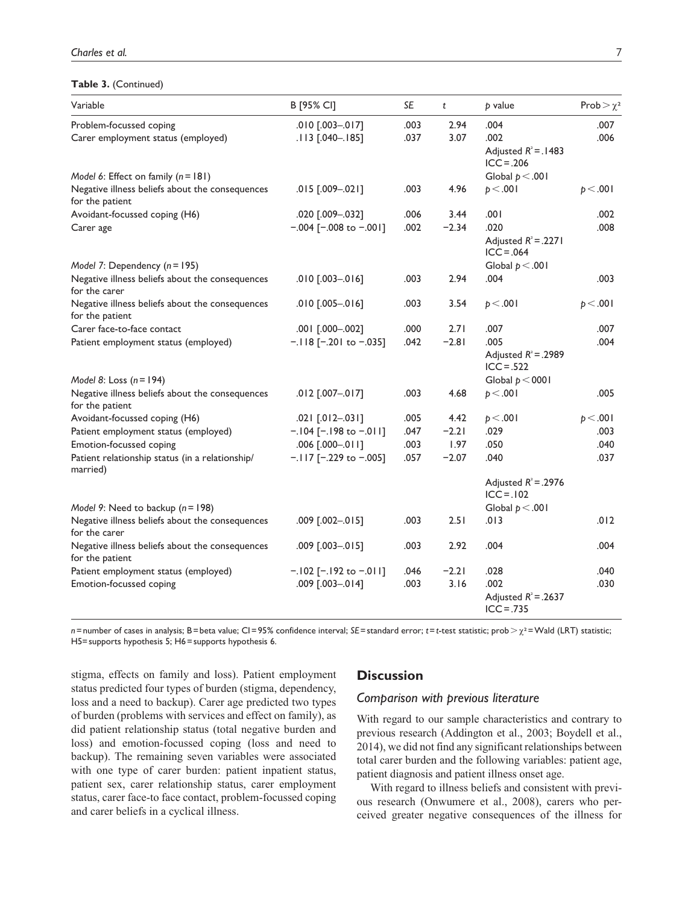**Table 3.** (Continued)

| Variable | B [95% CI] | SE | t | p value | Prob > $\chi^2$ |
|---|---|---|---|---|---|
| Problem-focussed coping | .010 [.003–.017] | .003 | 2.94 | .004 | .007 |
| Carer employment status (employed) | .113 [.040–.185] | .037 | 3.07 | .002 | .006 |
| | | | | Adjusted $R^2$ = .1483 ICC = .206 | |
| *Model 6*: Effect on family (*n* = 181) | | | | Global $p < .001$ | |
| Negative illness beliefs about the consequences for the patient | .015 [.009–.021] | .003 | 4.96 | $p < .001$ | $p < .001$ |
| Avoidant-focussed coping (H6) | .020 [.009–.032] | .006 | 3.44 | .001 | .002 |
| Carer age | −.004 [−.008 to −.001] | .002 | −2.34 | .020 | .008 |
| | | | | Adjusted $R^2$ = .2271 ICC = .064 | |
| *Model 7*: Dependency (*n* = 195) | | | | Global $p < .001$ | |
| Negative illness beliefs about the consequences for the carer | .010 [.003–.016] | .003 | 2.94 | .004 | .003 |
| Negative illness beliefs about the consequences for the patient | .010 [.005–.016] | .003 | 3.54 | $p < .001$ | $p < .001$ |
| Carer face-to-face contact | .001 [.000–.002] | .000 | 2.71 | .007 | .007 |
| Patient employment status (employed) | −.118 [−.201 to −.035] | .042 | −2.81 | .005 | .004 |
| | | | | Adjusted $R^2$ = .2989 ICC = .522 | |
| *Model 8*: Loss (*n* = 194) | | | | Global $p < 0001$ | |
| Negative illness beliefs about the consequences for the patient | .012 [.007–.017] | .003 | 4.68 | $p < .001$ | .005 |
| Avoidant-focussed coping (H6) | .021 [.012–.031] | .005 | 4.42 | $p < .001$ | $p < .001$ |
| Patient employment status (employed) | −.104 [−.198 to −.011] | .047 | −2.21 | .029 | .003 |
| Emotion-focussed coping | .006 [.000–.011] | .003 | 1.97 | .050 | .040 |
| Patient relationship status (in a relationship/married) | −.117 [−.229 to −.005] | .057 | −2.07 | .040 | .037 |
| | | | | Adjusted $R^2$ = .2976 ICC = .102 | |
| *Model 9*: Need to backup (*n* = 198) | | | | Global $p < .001$ | |
| Negative illness beliefs about the consequences for the carer | .009 [.002–.015] | .003 | 2.51 | .013 | .012 |
| Negative illness beliefs about the consequences for the patient | .009 [.003–.015] | .003 | 2.92 | .004 | .004 |
| Patient employment status (employed) | −.102 [−.192 to −.011] | .046 | −2.21 | .028 | .040 |
| Emotion-focussed coping | .009 [.003–.014] | .003 | 3.16 | .002 | .030 |
| | | | | Adjusted $R^2$ = .2637 ICC = .735 | |

*n* = number of cases in analysis; B = beta value; CI = 95% confidence interval; *SE* = standard error; *t* = *t*-test statistic; prob > $\chi^2$ = Wald (LRT) statistic; H5 = supports hypothesis 5; H6 = supports hypothesis 6.

stigma, effects on family and loss). Patient employment status predicted four types of burden (stigma, dependency, loss and a need to backup). Carer age predicted two types of burden (problems with services and effect on family), as did patient relationship status (total negative burden and loss) and emotion-focussed coping (loss and need to backup). The remaining seven variables were associated with one type of carer burden: patient inpatient status, patient sex, carer relationship status, carer employment status, carer face-to face contact, problem-focussed coping and carer beliefs in a cyclical illness.

## Discussion

### *Comparison with previous literature*

With regard to our sample characteristics and contrary to previous research (Addington et al., 2003; Boydell et al., 2014), we did not find any significant relationships between total carer burden and the following variables: patient age, patient diagnosis and patient illness onset age.

With regard to illness beliefs and consistent with previous research (Onwumere et al., 2008), carers who perceived greater negative consequences of the illness for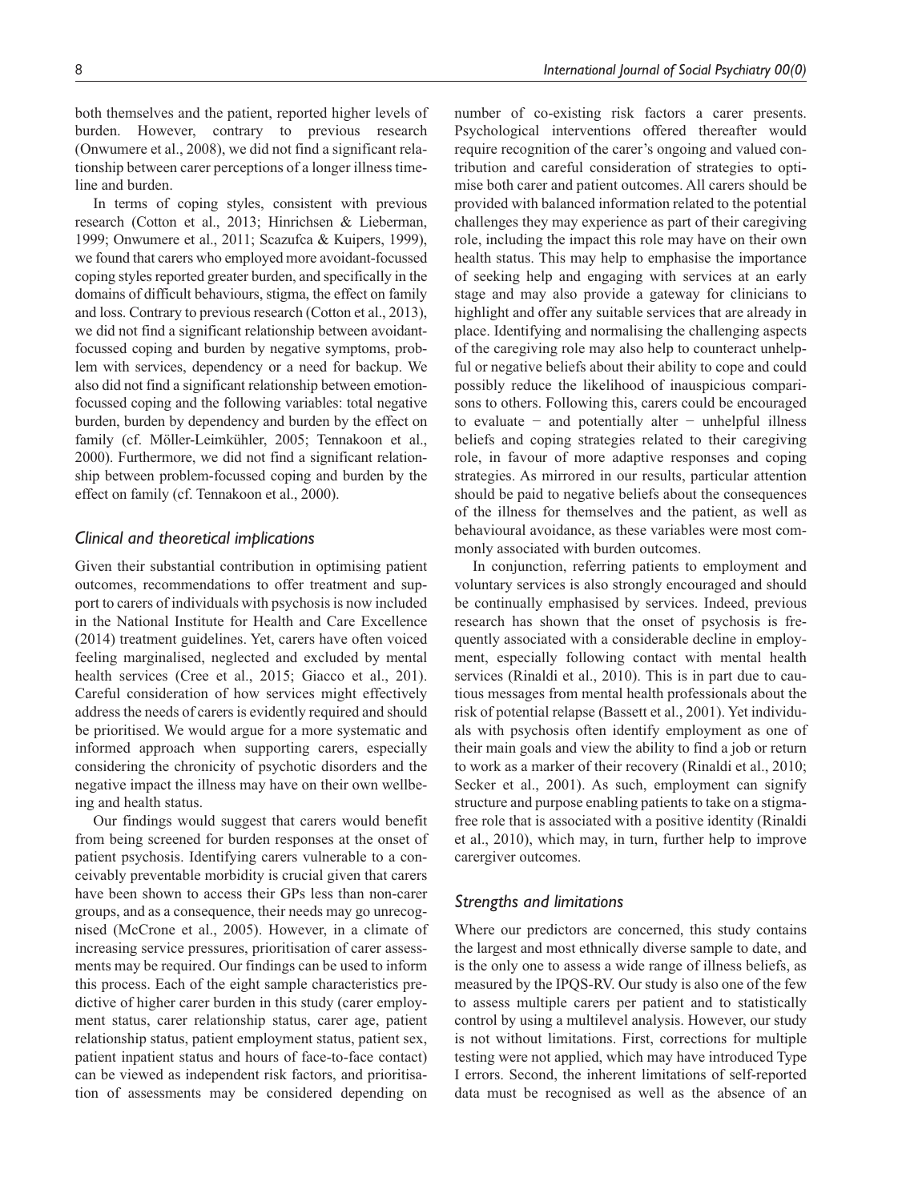both themselves and the patient, reported higher levels of burden. However, contrary to previous research (Onwumere et al., 2008), we did not find a significant relationship between carer perceptions of a longer illness timeline and burden.

In terms of coping styles, consistent with previous research (Cotton et al., 2013; Hinrichsen & Lieberman, 1999; Onwumere et al., 2011; Scazufca & Kuipers, 1999), we found that carers who employed more avoidant-focussed coping styles reported greater burden, and specifically in the domains of difficult behaviours, stigma, the effect on family and loss. Contrary to previous research (Cotton et al., 2013), we did not find a significant relationship between avoidant-focussed coping and burden by negative symptoms, problem with services, dependency or a need for backup. We also did not find a significant relationship between emotion-focussed coping and the following variables: total negative burden, burden by dependency and burden by the effect on family (cf. Möller-Leimkühler, 2005; Tennakoon et al., 2000). Furthermore, we did not find a significant relationship between problem-focussed coping and burden by the effect on family (cf. Tennakoon et al., 2000).

### *Clinical and theoretical implications*

Given their substantial contribution in optimising patient outcomes, recommendations to offer treatment and support to carers of individuals with psychosis is now included in the National Institute for Health and Care Excellence (2014) treatment guidelines. Yet, carers have often voiced feeling marginalised, neglected and excluded by mental health services (Cree et al., 2015; Giacco et al., 201). Careful consideration of how services might effectively address the needs of carers is evidently required and should be prioritised. We would argue for a more systematic and informed approach when supporting carers, especially considering the chronicity of psychotic disorders and the negative impact the illness may have on their own wellbeing and health status.

Our findings would suggest that carers would benefit from being screened for burden responses at the onset of patient psychosis. Identifying carers vulnerable to a conceivably preventable morbidity is crucial given that carers have been shown to access their GPs less than non-carer groups, and as a consequence, their needs may go unrecognised (McCrone et al., 2005). However, in a climate of increasing service pressures, prioritisation of carer assessments may be required. Our findings can be used to inform this process. Each of the eight sample characteristics predictive of higher carer burden in this study (carer employment status, carer relationship status, carer age, patient relationship status, patient employment status, patient sex, patient inpatient status and hours of face-to-face contact) can be viewed as independent risk factors, and prioritisation of assessments may be considered depending on number of co-existing risk factors a carer presents. Psychological interventions offered thereafter would require recognition of the carer's ongoing and valued contribution and careful consideration of strategies to optimise both carer and patient outcomes. All carers should be provided with balanced information related to the potential challenges they may experience as part of their caregiving role, including the impact this role may have on their own health status. This may help to emphasise the importance of seeking help and engaging with services at an early stage and may also provide a gateway for clinicians to highlight and offer any suitable services that are already in place. Identifying and normalising the challenging aspects of the caregiving role may also help to counteract unhelpful or negative beliefs about their ability to cope and could possibly reduce the likelihood of inauspicious comparisons to others. Following this, carers could be encouraged to evaluate − and potentially alter − unhelpful illness beliefs and coping strategies related to their caregiving role, in favour of more adaptive responses and coping strategies. As mirrored in our results, particular attention should be paid to negative beliefs about the consequences of the illness for themselves and the patient, as well as behavioural avoidance, as these variables were most commonly associated with burden outcomes.

In conjunction, referring patients to employment and voluntary services is also strongly encouraged and should be continually emphasised by services. Indeed, previous research has shown that the onset of psychosis is frequently associated with a considerable decline in employment, especially following contact with mental health services (Rinaldi et al., 2010). This is in part due to cautious messages from mental health professionals about the risk of potential relapse (Bassett et al., 2001). Yet individuals with psychosis often identify employment as one of their main goals and view the ability to find a job or return to work as a marker of their recovery (Rinaldi et al., 2010; Secker et al., 2001). As such, employment can signify structure and purpose enabling patients to take on a stigma-free role that is associated with a positive identity (Rinaldi et al., 2010), which may, in turn, further help to improve carergiver outcomes.

### *Strengths and limitations*

Where our predictors are concerned, this study contains the largest and most ethnically diverse sample to date, and is the only one to assess a wide range of illness beliefs, as measured by the IPQS-RV. Our study is also one of the few to assess multiple carers per patient and to statistically control by using a multilevel analysis. However, our study is not without limitations. First, corrections for multiple testing were not applied, which may have introduced Type I errors. Second, the inherent limitations of self-reported data must be recognised as well as the absence of an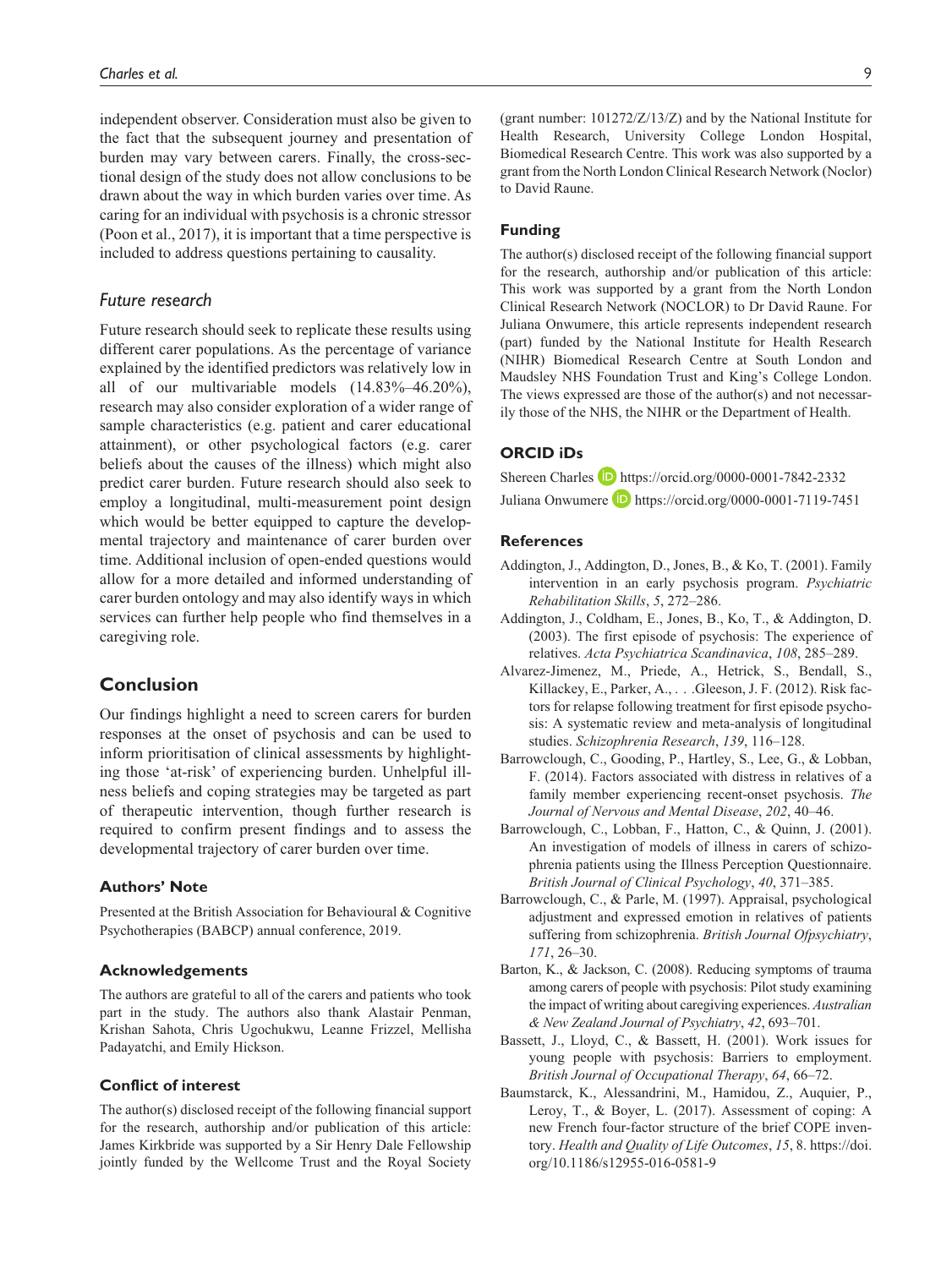independent observer. Consideration must also be given to the fact that the subsequent journey and presentation of burden may vary between carers. Finally, the cross-sectional design of the study does not allow conclusions to be drawn about the way in which burden varies over time. As caring for an individual with psychosis is a chronic stressor (Poon et al., 2017), it is important that a time perspective is included to address questions pertaining to causality.

### *Future research*

Future research should seek to replicate these results using different carer populations. As the percentage of variance explained by the identified predictors was relatively low in all of our multivariable models (14.83%–46.20%), research may also consider exploration of a wider range of sample characteristics (e.g. patient and carer educational attainment), or other psychological factors (e.g. carer beliefs about the causes of the illness) which might also predict carer burden. Future research should also seek to employ a longitudinal, multi-measurement point design which would be better equipped to capture the developmental trajectory and maintenance of carer burden over time. Additional inclusion of open-ended questions would allow for a more detailed and informed understanding of carer burden ontology and may also identify ways in which services can further help people who find themselves in a caregiving role.

## Conclusion

Our findings highlight a need to screen carers for burden responses at the onset of psychosis and can be used to inform prioritisation of clinical assessments by highlighting those 'at-risk' of experiencing burden. Unhelpful illness beliefs and coping strategies may be targeted as part of therapeutic intervention, though further research is required to confirm present findings and to assess the developmental trajectory of carer burden over time.

### Authors' Note

Presented at the British Association for Behavioural & Cognitive Psychotherapies (BABCP) annual conference, 2019.

### Acknowledgements

The authors are grateful to all of the carers and patients who took part in the study. The authors also thank Alastair Penman, Krishan Sahota, Chris Ugochukwu, Leanne Frizzel, Mellisha Padayatchi, and Emily Hickson.

### Conflict of interest

The author(s) disclosed receipt of the following financial support for the research, authorship and/or publication of this article: James Kirkbride was supported by a Sir Henry Dale Fellowship jointly funded by the Wellcome Trust and the Royal Society (grant number: 101272/Z/13/Z) and by the National Institute for Health Research, University College London Hospital, Biomedical Research Centre. This work was also supported by a grant from the North London Clinical Research Network (Noclor) to David Raune.

### Funding

The author(s) disclosed receipt of the following financial support for the research, authorship and/or publication of this article: This work was supported by a grant from the North London Clinical Research Network (NOCLOR) to Dr David Raune. For Juliana Onwumere, this article represents independent research (part) funded by the National Institute for Health Research (NIHR) Biomedical Research Centre at South London and Maudsley NHS Foundation Trust and King's College London. The views expressed are those of the author(s) and not necessarily those of the NHS, the NIHR or the Department of Health.

### ORCID iDs

Shereen Charles https://orcid.org/0000-0001-7842-2332

Juliana Onwumere https://orcid.org/0000-0001-7119-7451

### References

Addington, J., Addington, D., Jones, B., & Ko, T. (2001). Family intervention in an early psychosis program. *Psychiatric Rehabilitation Skills*, *5*, 272–286.

Addington, J., Coldham, E., Jones, B., Ko, T., & Addington, D. (2003). The first episode of psychosis: The experience of relatives. *Acta Psychiatrica Scandinavica*, *108*, 285–289.

Alvarez-Jimenez, M., Priede, A., Hetrick, S., Bendall, S., Killackey, E., Parker, A., . . .Gleeson, J. F. (2012). Risk factors for relapse following treatment for first episode psychosis: A systematic review and meta-analysis of longitudinal studies. *Schizophrenia Research*, *139*, 116–128.

Barrowclough, C., Gooding, P., Hartley, S., Lee, G., & Lobban, F. (2014). Factors associated with distress in relatives of a family member experiencing recent-onset psychosis. *The Journal of Nervous and Mental Disease*, *202*, 40–46.

Barrowclough, C., Lobban, F., Hatton, C., & Quinn, J. (2001). An investigation of models of illness in carers of schizophrenia patients using the Illness Perception Questionnaire. *British Journal of Clinical Psychology*, *40*, 371–385.

Barrowclough, C., & Parle, M. (1997). Appraisal, psychological adjustment and expressed emotion in relatives of patients suffering from schizophrenia. *British Journal Ofpsychiatry*, *171*, 26–30.

Barton, K., & Jackson, C. (2008). Reducing symptoms of trauma among carers of people with psychosis: Pilot study examining the impact of writing about caregiving experiences. *Australian & New Zealand Journal of Psychiatry*, *42*, 693–701.

Bassett, J., Lloyd, C., & Bassett, H. (2001). Work issues for young people with psychosis: Barriers to employment. *British Journal of Occupational Therapy*, *64*, 66–72.

Baumstarck, K., Alessandrini, M., Hamidou, Z., Auquier, P., Leroy, T., & Boyer, L. (2017). Assessment of coping: A new French four-factor structure of the brief COPE inventory. *Health and Quality of Life Outcomes*, *15*, 8. https://doi.org/10.1186/s12955-016-0581-9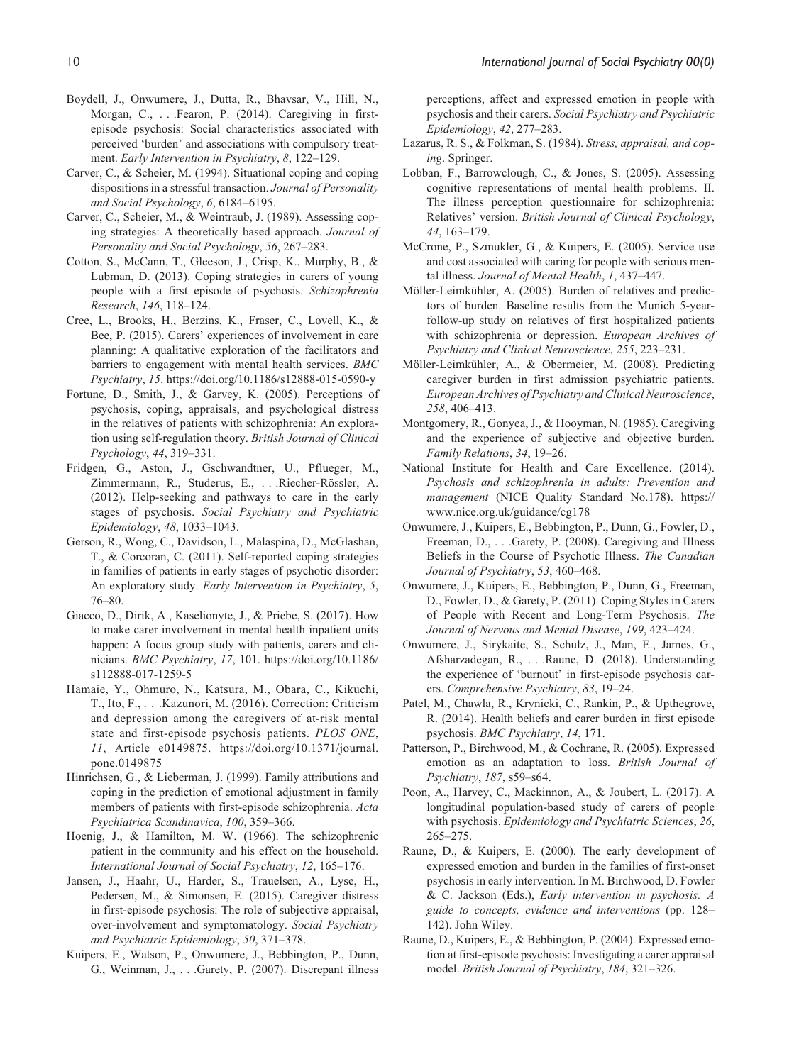Boydell, J., Onwumere, J., Dutta, R., Bhavsar, V., Hill, N., Morgan, C., . . .Fearon, P. (2014). Caregiving in first-episode psychosis: Social characteristics associated with perceived 'burden' and associations with compulsory treatment. *Early Intervention in Psychiatry*, *8*, 122–129.

Carver, C., & Scheier, M. (1994). Situational coping and coping dispositions in a stressful transaction. *Journal of Personality and Social Psychology*, *6*, 6184–6195.

Carver, C., Scheier, M., & Weintraub, J. (1989). Assessing coping strategies: A theoretically based approach. *Journal of Personality and Social Psychology*, *56*, 267–283.

Cotton, S., McCann, T., Gleeson, J., Crisp, K., Murphy, B., & Lubman, D. (2013). Coping strategies in carers of young people with a first episode of psychosis. *Schizophrenia Research*, *146*, 118–124.

Cree, L., Brooks, H., Berzins, K., Fraser, C., Lovell, K., & Bee, P. (2015). Carers' experiences of involvement in care planning: A qualitative exploration of the facilitators and barriers to engagement with mental health services. *BMC Psychiatry*, *15*. https://doi.org/10.1186/s12888-015-0590-y

Fortune, D., Smith, J., & Garvey, K. (2005). Perceptions of psychosis, coping, appraisals, and psychological distress in the relatives of patients with schizophrenia: An exploration using self-regulation theory. *British Journal of Clinical Psychology*, *44*, 319–331.

Fridgen, G., Aston, J., Gschwandtner, U., Pflueger, M., Zimmermann, R., Studerus, E., . . .Riecher-Rössler, A. (2012). Help-seeking and pathways to care in the early stages of psychosis. *Social Psychiatry and Psychiatric Epidemiology*, *48*, 1033–1043.

Gerson, R., Wong, C., Davidson, L., Malaspina, D., McGlashan, T., & Corcoran, C. (2011). Self-reported coping strategies in families of patients in early stages of psychotic disorder: An exploratory study. *Early Intervention in Psychiatry*, *5*, 76–80.

Giacco, D., Dirik, A., Kaselionyte, J., & Priebe, S. (2017). How to make carer involvement in mental health inpatient units happen: A focus group study with patients, carers and clinicians. *BMC Psychiatry*, *17*, 101. https://doi.org/10.1186/s112888-017-1259-5

Hamaie, Y., Ohmuro, N., Katsura, M., Obara, C., Kikuchi, T., Ito, F., . . .Kazunori, M. (2016). Correction: Criticism and depression among the caregivers of at-risk mental state and first-episode psychosis patients. *PLOS ONE*, *11*, Article e0149875. https://doi.org/10.1371/journal.pone.0149875

Hinrichsen, G., & Lieberman, J. (1999). Family attributions and coping in the prediction of emotional adjustment in family members of patients with first-episode schizophrenia. *Acta Psychiatrica Scandinavica*, *100*, 359–366.

Hoenig, J., & Hamilton, M. W. (1966). The schizophrenic patient in the community and his effect on the household. *International Journal of Social Psychiatry*, *12*, 165–176.

Jansen, J., Haahr, U., Harder, S., Trauelsen, A., Lyse, H., Pedersen, M., & Simonsen, E. (2015). Caregiver distress in first-episode psychosis: The role of subjective appraisal, over-involvement and symptomatology. *Social Psychiatry and Psychiatric Epidemiology*, *50*, 371–378.

Kuipers, E., Watson, P., Onwumere, J., Bebbington, P., Dunn, G., Weinman, J., . . .Garety, P. (2007). Discrepant illness perceptions, affect and expressed emotion in people with psychosis and their carers. *Social Psychiatry and Psychiatric Epidemiology*, *42*, 277–283.

Lazarus, R. S., & Folkman, S. (1984). *Stress, appraisal, and coping*. Springer.

Lobban, F., Barrowclough, C., & Jones, S. (2005). Assessing cognitive representations of mental health problems. II. The illness perception questionnaire for schizophrenia: Relatives' version. *British Journal of Clinical Psychology*, *44*, 163–179.

McCrone, P., Szmukler, G., & Kuipers, E. (2005). Service use and cost associated with caring for people with serious mental illness. *Journal of Mental Health*, *1*, 437–447.

Möller-Leimkühler, A. (2005). Burden of relatives and predictors of burden. Baseline results from the Munich 5-year-follow-up study on relatives of first hospitalized patients with schizophrenia or depression. *European Archives of Psychiatry and Clinical Neuroscience*, *255*, 223–231.

Möller-Leimkühler, A., & Obermeier, M. (2008). Predicting caregiver burden in first admission psychiatric patients. *European Archives of Psychiatry and Clinical Neuroscience*, *258*, 406–413.

Montgomery, R., Gonyea, J., & Hooyman, N. (1985). Caregiving and the experience of subjective and objective burden. *Family Relations*, *34*, 19–26.

National Institute for Health and Care Excellence. (2014). *Psychosis and schizophrenia in adults: Prevention and management* (NICE Quality Standard No.178). https://www.nice.org.uk/guidance/cg178

Onwumere, J., Kuipers, E., Bebbington, P., Dunn, G., Fowler, D., Freeman, D., . . .Garety, P. (2008). Caregiving and Illness Beliefs in the Course of Psychotic Illness. *The Canadian Journal of Psychiatry*, *53*, 460–468.

Onwumere, J., Kuipers, E., Bebbington, P., Dunn, G., Freeman, D., Fowler, D., & Garety, P. (2011). Coping Styles in Carers of People with Recent and Long-Term Psychosis. *The Journal of Nervous and Mental Disease*, *199*, 423–424.

Onwumere, J., Sirykaite, S., Schulz, J., Man, E., James, G., Afsharzadegan, R., . . .Raune, D. (2018). Understanding the experience of 'burnout' in first-episode psychosis carers. *Comprehensive Psychiatry*, *83*, 19–24.

Patel, M., Chawla, R., Krynicki, C., Rankin, P., & Upthegrove, R. (2014). Health beliefs and carer burden in first episode psychosis. *BMC Psychiatry*, *14*, 171.

Patterson, P., Birchwood, M., & Cochrane, R. (2005). Expressed emotion as an adaptation to loss. *British Journal of Psychiatry*, *187*, s59–s64.

Poon, A., Harvey, C., Mackinnon, A., & Joubert, L. (2017). A longitudinal population-based study of carers of people with psychosis. *Epidemiology and Psychiatric Sciences*, *26*, 265–275.

Raune, D., & Kuipers, E. (2000). The early development of expressed emotion and burden in the families of first-onset psychosis in early intervention. In M. Birchwood, D. Fowler & C. Jackson (Eds.), *Early intervention in psychosis: A guide to concepts, evidence and interventions* (pp. 128–142). John Wiley.

Raune, D., Kuipers, E., & Bebbington, P. (2004). Expressed emotion at first-episode psychosis: Investigating a carer appraisal model. *British Journal of Psychiatry*, *184*, 321–326.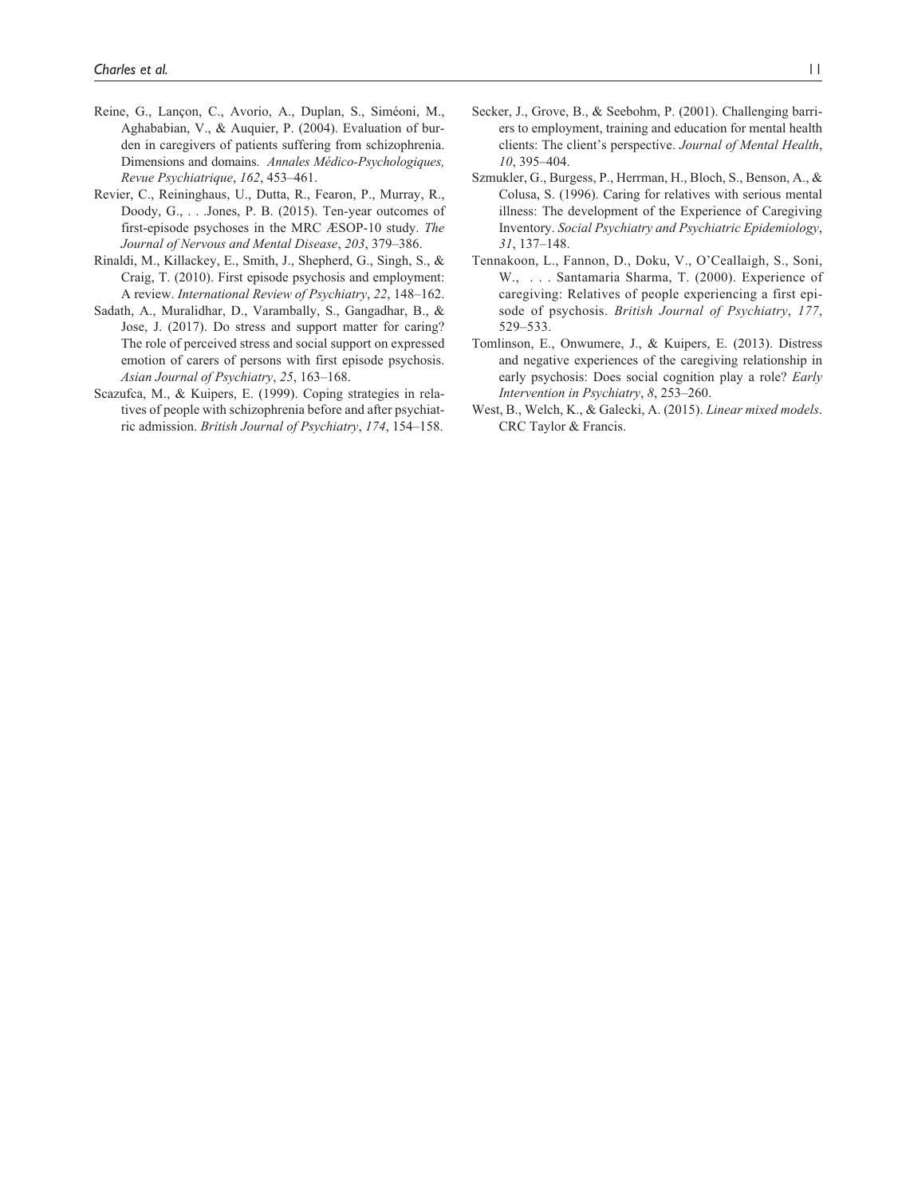Reine, G., Lançon, C., Avorio, A., Duplan, S., Siméoni, M., Aghababian, V., & Auquier, P. (2004). Evaluation of burden in caregivers of patients suffering from schizophrenia. Dimensions and domains. *Annales Médico-Psychologiques, Revue Psychiatrique*, *162*, 453–461.

Revier, C., Reininghaus, U., Dutta, R., Fearon, P., Murray, R., Doody, G., . . .Jones, P. B. (2015). Ten-year outcomes of first-episode psychoses in the MRC ÆSOP-10 study. *The Journal of Nervous and Mental Disease*, *203*, 379–386.

Rinaldi, M., Killackey, E., Smith, J., Shepherd, G., Singh, S., & Craig, T. (2010). First episode psychosis and employment: A review. *International Review of Psychiatry*, *22*, 148–162.

Sadath, A., Muralidhar, D., Varambally, S., Gangadhar, B., & Jose, J. (2017). Do stress and support matter for caring? The role of perceived stress and social support on expressed emotion of carers of persons with first episode psychosis. *Asian Journal of Psychiatry*, *25*, 163–168.

Scazufca, M., & Kuipers, E. (1999). Coping strategies in relatives of people with schizophrenia before and after psychiatric admission. *British Journal of Psychiatry*, *174*, 154–158.

Secker, J., Grove, B., & Seebohm, P. (2001). Challenging barriers to employment, training and education for mental health clients: The client's perspective. *Journal of Mental Health*, *10*, 395–404.

Szmukler, G., Burgess, P., Herrman, H., Bloch, S., Benson, A., & Colusa, S. (1996). Caring for relatives with serious mental illness: The development of the Experience of Caregiving Inventory. *Social Psychiatry and Psychiatric Epidemiology*, *31*, 137–148.

Tennakoon, L., Fannon, D., Doku, V., O'Ceallaigh, S., Soni, W., . . . Santamaria Sharma, T. (2000). Experience of caregiving: Relatives of people experiencing a first episode of psychosis. *British Journal of Psychiatry*, *177*, 529–533.

Tomlinson, E., Onwumere, J., & Kuipers, E. (2013). Distress and negative experiences of the caregiving relationship in early psychosis: Does social cognition play a role? *Early Intervention in Psychiatry*, *8*, 253–260.

West, B., Welch, K., & Galecki, A. (2015). *Linear mixed models*. CRC Taylor & Francis.